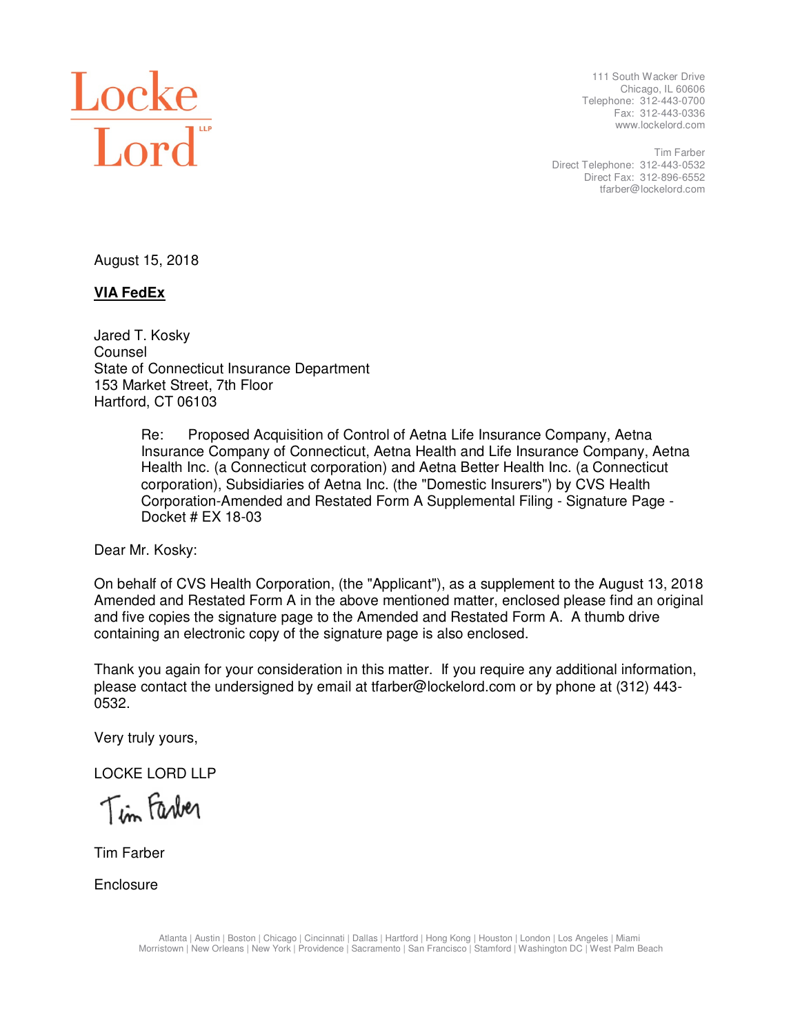Locke Lord LLP

111 South Wacker Drive
Chicago, IL 60606
Telephone: 312-443-0700
Fax: 312-443-0336
www.lockelord.com

Tim Farber
Direct Telephone: 312-443-0532
Direct Fax: 312-896-6552
tfarber@lockelord.com

August 15, 2018

**VIA FedEx**

Jared T. Kosky
Counsel
State of Connecticut Insurance Department
153 Market Street, 7th Floor
Hartford, CT 06103

> Re: Proposed Acquisition of Control of Aetna Life Insurance Company, Aetna Insurance Company of Connecticut, Aetna Health and Life Insurance Company, Aetna Health Inc. (a Connecticut corporation) and Aetna Better Health Inc. (a Connecticut corporation), Subsidiaries of Aetna Inc. (the "Domestic Insurers") by CVS Health Corporation-Amended and Restated Form A Supplemental Filing - Signature Page - Docket # EX 18-03

Dear Mr. Kosky:

On behalf of CVS Health Corporation, (the "Applicant"), as a supplement to the August 13, 2018 Amended and Restated Form A in the above mentioned matter, enclosed please find an original and five copies the signature page to the Amended and Restated Form A. A thumb drive containing an electronic copy of the signature page is also enclosed.

Thank you again for your consideration in this matter. If you require any additional information, please contact the undersigned by email at tfarber@lockelord.com or by phone at (312) 443-0532.

Very truly yours,

LOCKE LORD LLP

Tim Farber

Tim Farber

Enclosure

Atlanta | Austin | Boston | Chicago | Cincinnati | Dallas | Hartford | Hong Kong | Houston | London | Los Angeles | Miami
Morristown | New Orleans | New York | Providence | Sacramento | San Francisco | Stamford | Washington DC | West Palm Beach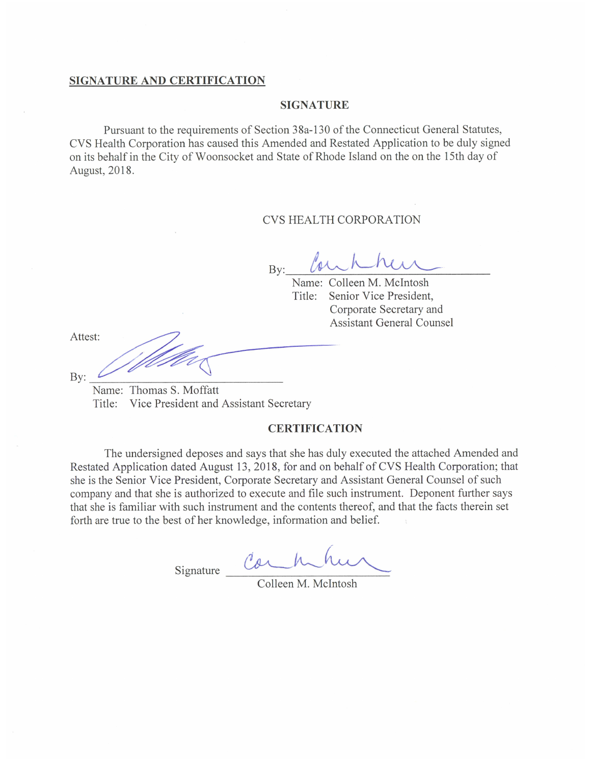**SIGNATURE AND CERTIFICATION**

**SIGNATURE**

Pursuant to the requirements of Section 38a-130 of the Connecticut General Statutes, CVS Health Corporation has caused this Amended and Restated Application to be duly signed on its behalf in the City of Woonsocket and State of Rhode Island on the on the 15th day of August, 2018.

CVS HEALTH CORPORATION

By: ______________________________

Name: Colleen M. McIntosh
Title: Senior Vice President, Corporate Secretary and Assistant General Counsel

Attest:

By: ______________________________

Name: Thomas S. Moffatt
Title: Vice President and Assistant Secretary

**CERTIFICATION**

The undersigned deposes and says that she has duly executed the attached Amended and Restated Application dated August 13, 2018, for and on behalf of CVS Health Corporation; that she is the Senior Vice President, Corporate Secretary and Assistant General Counsel of such company and that she is authorized to execute and file such instrument. Deponent further says that she is familiar with such instrument and the contents thereof, and that the facts therein set forth are true to the best of her knowledge, information and belief.

Signature ______________________________
Colleen M. McIntosh